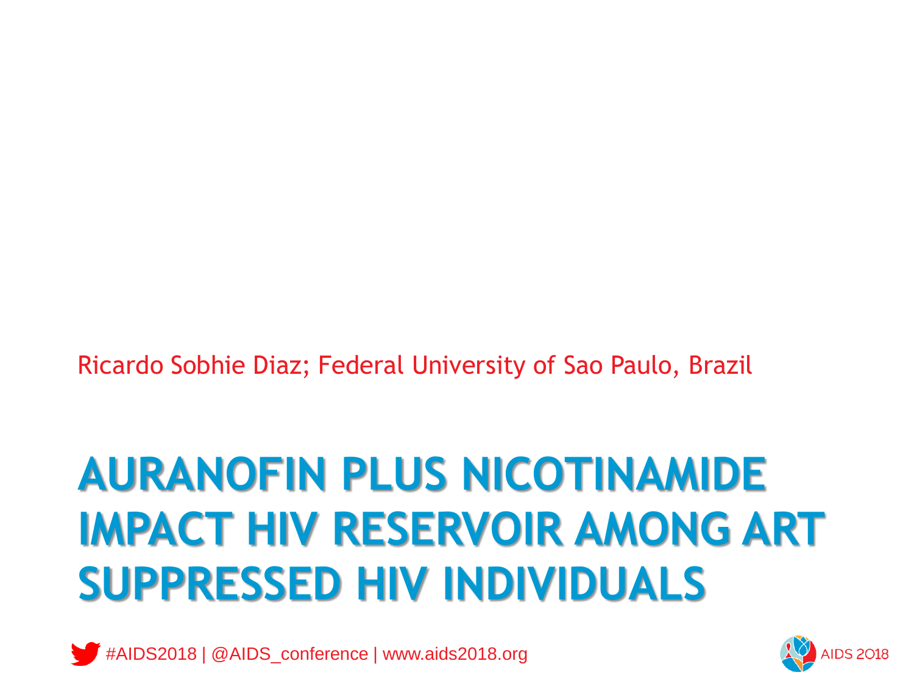Ricardo Sobhie Diaz; Federal University of Sao Paulo, Brazil

# AURANOFIN PLUS NICOTINAMIDE IMPACT HIV RESERVOIR AMONG ART SUPPRESSED HIV INDIVIDUALS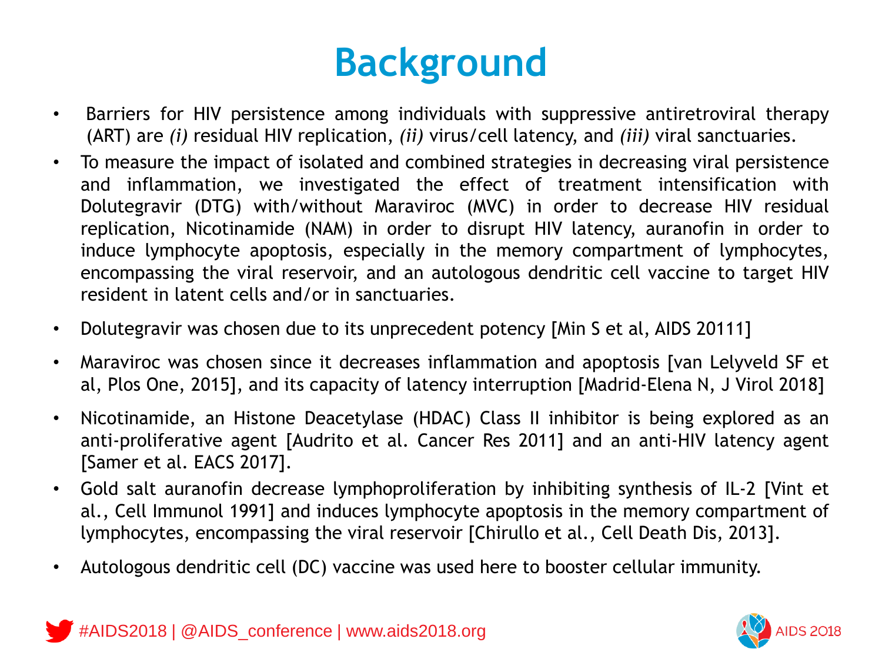# Background

- Barriers for HIV persistence among individuals with suppressive antiretroviral therapy (ART) are *(i)* residual HIV replication, *(ii)* virus/cell latency, and *(iii)* viral sanctuaries.
- To measure the impact of isolated and combined strategies in decreasing viral persistence and inflammation, we investigated the effect of treatment intensification with Dolutegravir (DTG) with/without Maraviroc (MVC) in order to decrease HIV residual replication, Nicotinamide (NAM) in order to disrupt HIV latency, auranofin in order to induce lymphocyte apoptosis, especially in the memory compartment of lymphocytes, encompassing the viral reservoir, and an autologous dendritic cell vaccine to target HIV resident in latent cells and/or in sanctuaries.
- Dolutegravir was chosen due to its unprecedent potency [Min S et al, AIDS 20111]
- Maraviroc was chosen since it decreases inflammation and apoptosis [van Lelyveld SF et al, Plos One, 2015], and its capacity of latency interruption [Madrid-Elena N, J Virol 2018]
- Nicotinamide, an Histone Deacetylase (HDAC) Class II inhibitor is being explored as an anti-proliferative agent [Audrito et al. Cancer Res 2011] and an anti-HIV latency agent [Samer et al. EACS 2017].
- Gold salt auranofin decrease lymphoproliferation by inhibiting synthesis of IL-2 [Vint et al., Cell Immunol 1991] and induces lymphocyte apoptosis in the memory compartment of lymphocytes, encompassing the viral reservoir [Chirullo et al., Cell Death Dis, 2013].
- Autologous dendritic cell (DC) vaccine was used here to booster cellular immunity.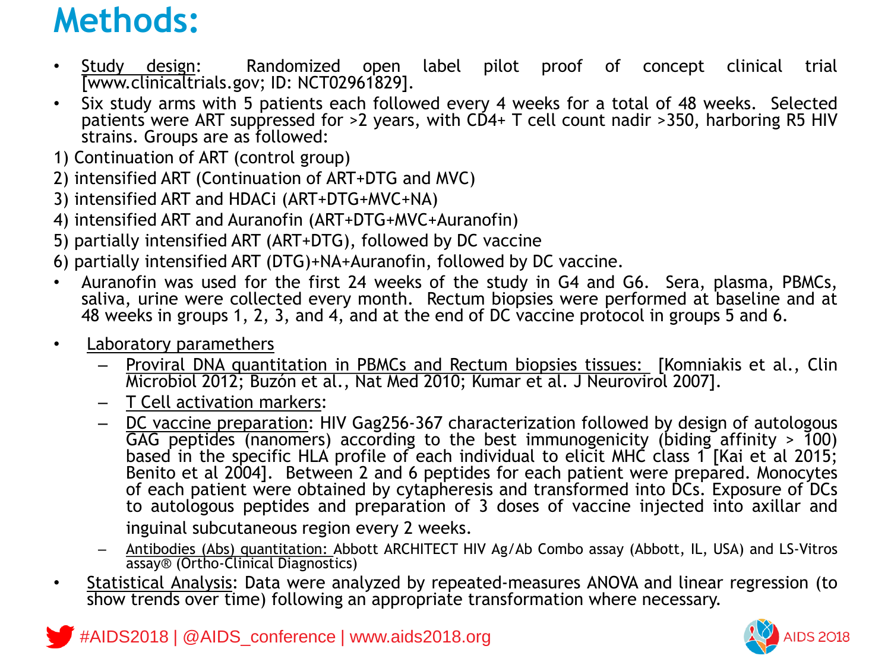# Methods:

- Study design: Randomized open label pilot proof of concept clinical trial [www.clinicaltrials.gov; ID: NCT02961829].
- Six study arms with 5 patients each followed every 4 weeks for a total of 48 weeks. Selected patients were ART suppressed for >2 years, with CD4+ T cell count nadir >350, harboring R5 HIV strains. Groups are as followed:

1) Continuation of ART (control group)
2) intensified ART (Continuation of ART+DTG and MVC)
3) intensified ART and HDACi (ART+DTG+MVC+NA)
4) intensified ART and Auranofin (ART+DTG+MVC+Auranofin)
5) partially intensified ART (ART+DTG), followed by DC vaccine
6) partially intensified ART (DTG)+NA+Auranofin, followed by DC vaccine.

- Auranofin was used for the first 24 weeks of the study in G4 and G6. Sera, plasma, PBMCs, saliva, urine were collected every month. Rectum biopsies were performed at baseline and at 48 weeks in groups 1, 2, 3, and 4, and at the end of DC vaccine protocol in groups 5 and 6.
- Laboratory paramethers
  - Proviral DNA quantitation in PBMCs and Rectum biopsies tissues: [Komniakis et al., Clin Microbiol 2012; Buzón et al., Nat Med 2010; Kumar et al. J Neurovirol 2007].
  - T Cell activation markers:
  - DC vaccine preparation: HIV Gag256-367 characterization followed by design of autologous GAG peptides (nanomers) according to the best immunogenicity (biding affinity > 100) based in the specific HLA profile of each individual to elicit MHC class 1 [Kai et al 2015; Benito et al 2004]. Between 2 and 6 peptides for each patient were prepared. Monocytes of each patient were obtained by cytapheresis and transformed into DCs. Exposure of DCs to autologous peptides and preparation of 3 doses of vaccine injected into axillar and inguinal subcutaneous region every 2 weeks.
  - Antibodies (Abs) quantitation: Abbott ARCHITECT HIV Ag/Ab Combo assay (Abbott, IL, USA) and LS-Vitros assay® (Ortho-Clinical Diagnostics)
- Statistical Analysis: Data were analyzed by repeated-measures ANOVA and linear regression (to show trends over time) following an appropriate transformation where necessary.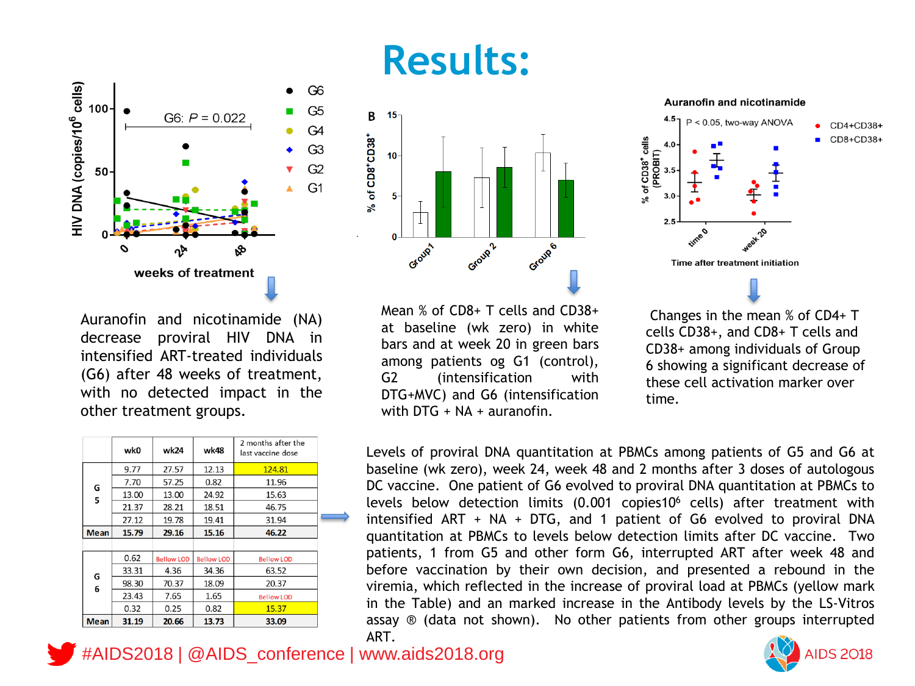# Results:

Auranofin and nicotinamide (NA) decrease proviral HIV DNA in intensified ART-treated individuals (G6) after 48 weeks of treatment, with no detected impact in the other treatment groups.

Mean % of CD8+ T cells and CD38+ at baseline (wk zero) in white bars and at week 20 in green bars among patients og G1 (control), G2 (intensification with DTG+MVC) and G6 (intensification with DTG + NA + auranofin.

Changes in the mean % of CD4+ T cells CD38+, and CD8+ T cells and CD38+ among individuals of Group 6 showing a significant decrease of these cell activation marker over time.

| | wk0 | wk24 | wk48 | 2 months after the last vaccine dose |
|---|---|---|---|---|
| G5 | 9.77 | 27.57 | 12.13 | 124.81 |
| | 7.70 | 57.25 | 0.82 | 11.96 |
| | 13.00 | 13.00 | 24.92 | 15.63 |
| | 21.37 | 28.21 | 18.51 | 46.75 |
| | 27.12 | 19.78 | 19.41 | 31.94 |
| Mean | 15.79 | 29.16 | 15.16 | 46.22 |
| | | | | |
| G6 | 0.62 | Bellow LOD | Bellow LOD | Bellow LOD |
| | 33.31 | 4.36 | 34.36 | 63.52 |
| | 98.30 | 70.37 | 18.09 | 20.37 |
| | 23.43 | 7.65 | 1.65 | Bellow LOD |
| | 0.32 | 0.25 | 0.82 | 15.37 |
| Mean | 31.19 | 20.66 | 13.73 | 33.09 |

Levels of proviral DNA quantitation at PBMCs among patients of G5 and G6 at baseline (wk zero), week 24, week 48 and 2 months after 3 doses of autologous DC vaccine. One patient of G6 evolved to proviral DNA quantitation at PBMCs to levels below detection limits (0.001 copies$10^6$ cells) after treatment with intensified ART + NA + DTG, and 1 patient of G6 evolved to proviral DNA quantitation at PBMCs to levels below detection limits after DC vaccine. Two patients, 1 from G5 and other form G6, interrupted ART after week 48 and before vaccination by their own decision, and presented a rebound in the viremia, which reflected in the increase of proviral load at PBMCs (yellow mark in the Table) and an marked increase in the Antibody levels by the LS-Vitros assay ® (data not shown). No other patients from other groups interrupted ART.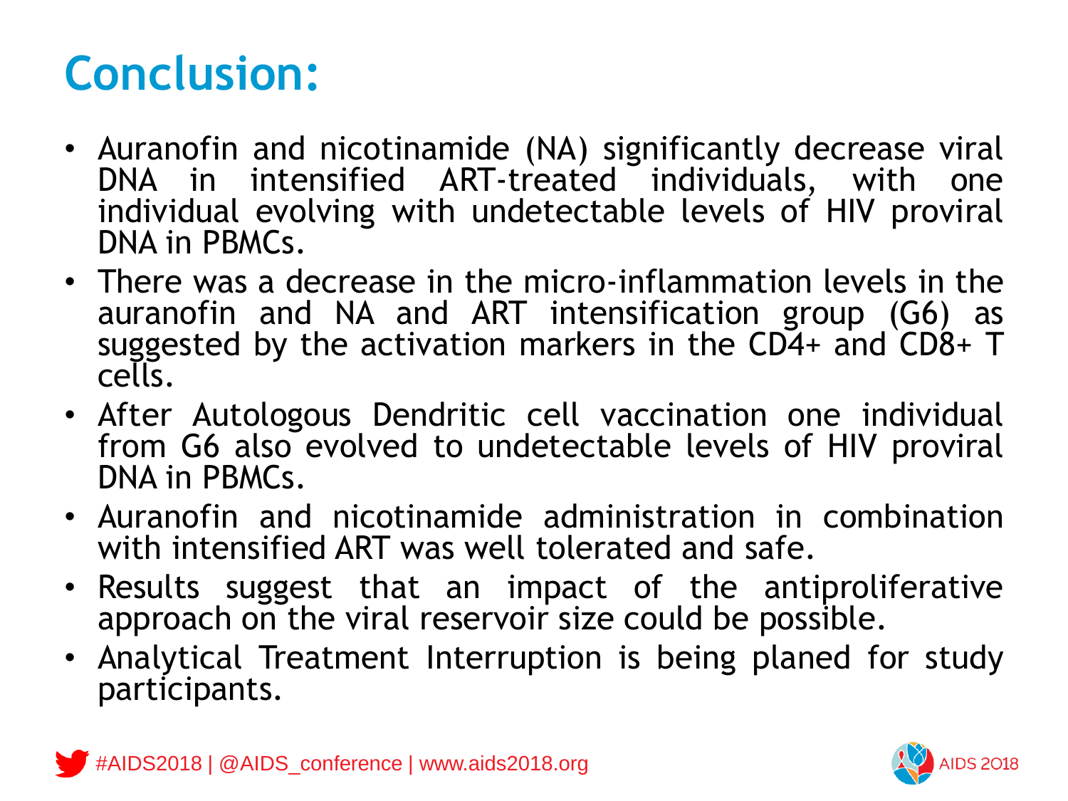# Conclusion:

- Auranofin and nicotinamide (NA) significantly decrease viral DNA in intensified ART-treated individuals, with one individual evolving with undetectable levels of HIV proviral DNA in PBMCs.
- There was a decrease in the micro-inflammation levels in the auranofin and NA and ART intensification group (G6) as suggested by the activation markers in the CD4+ and CD8+ T cells.
- After Autologous Dendritic cell vaccination one individual from G6 also evolved to undetectable levels of HIV proviral DNA in PBMCs.
- Auranofin and nicotinamide administration in combination with intensified ART was well tolerated and safe.
- Results suggest that an impact of the antiproliferative approach on the viral reservoir size could be possible.
- Analytical Treatment Interruption is being planed for study participants.